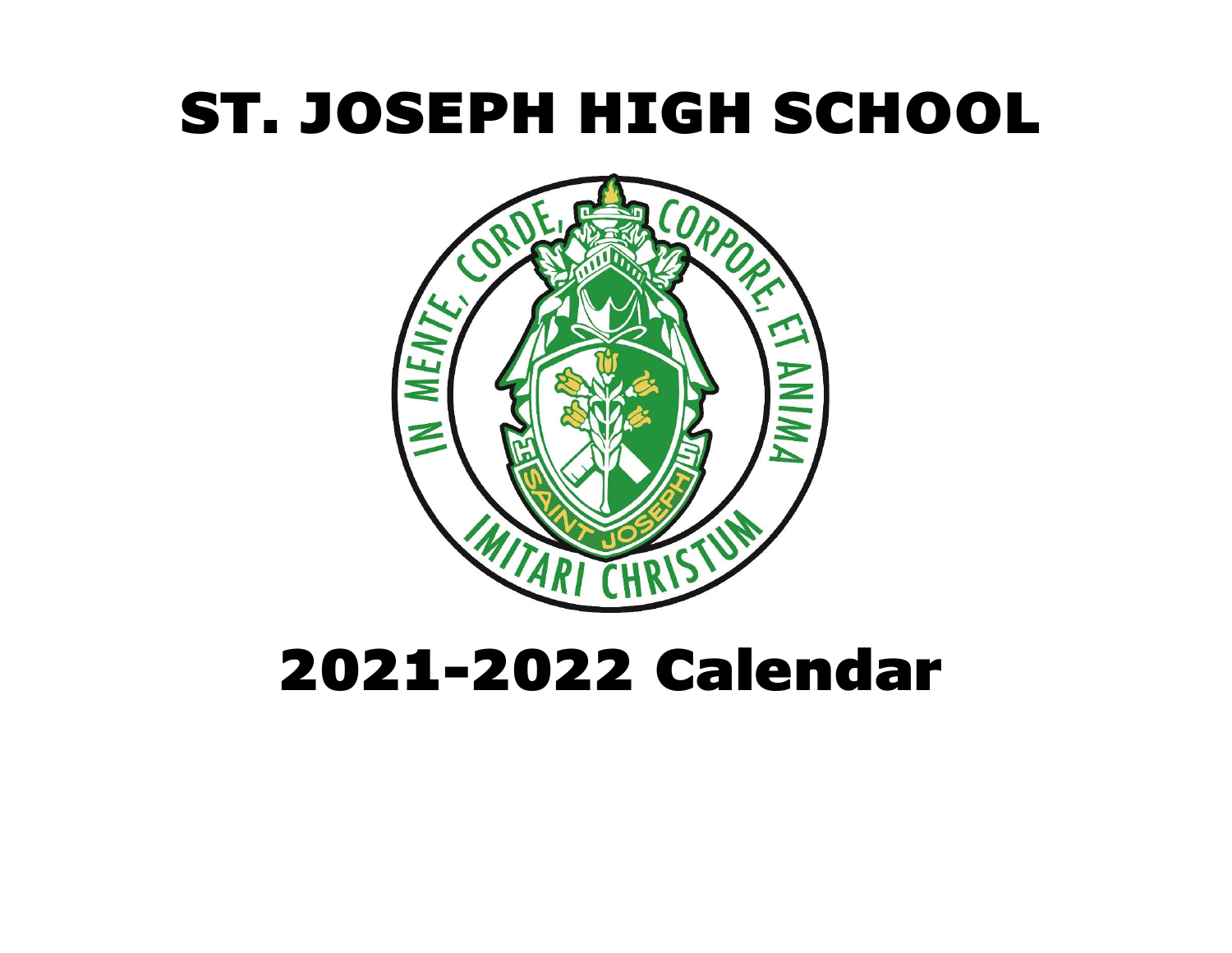# ST. JOSEPH HIGH SCHOOL

IN MENTE, CORDE, CORPORE, ET ANIMA

SAINT JOSEPH

IMITARI CHRISTUM

# 2021-2022 Calendar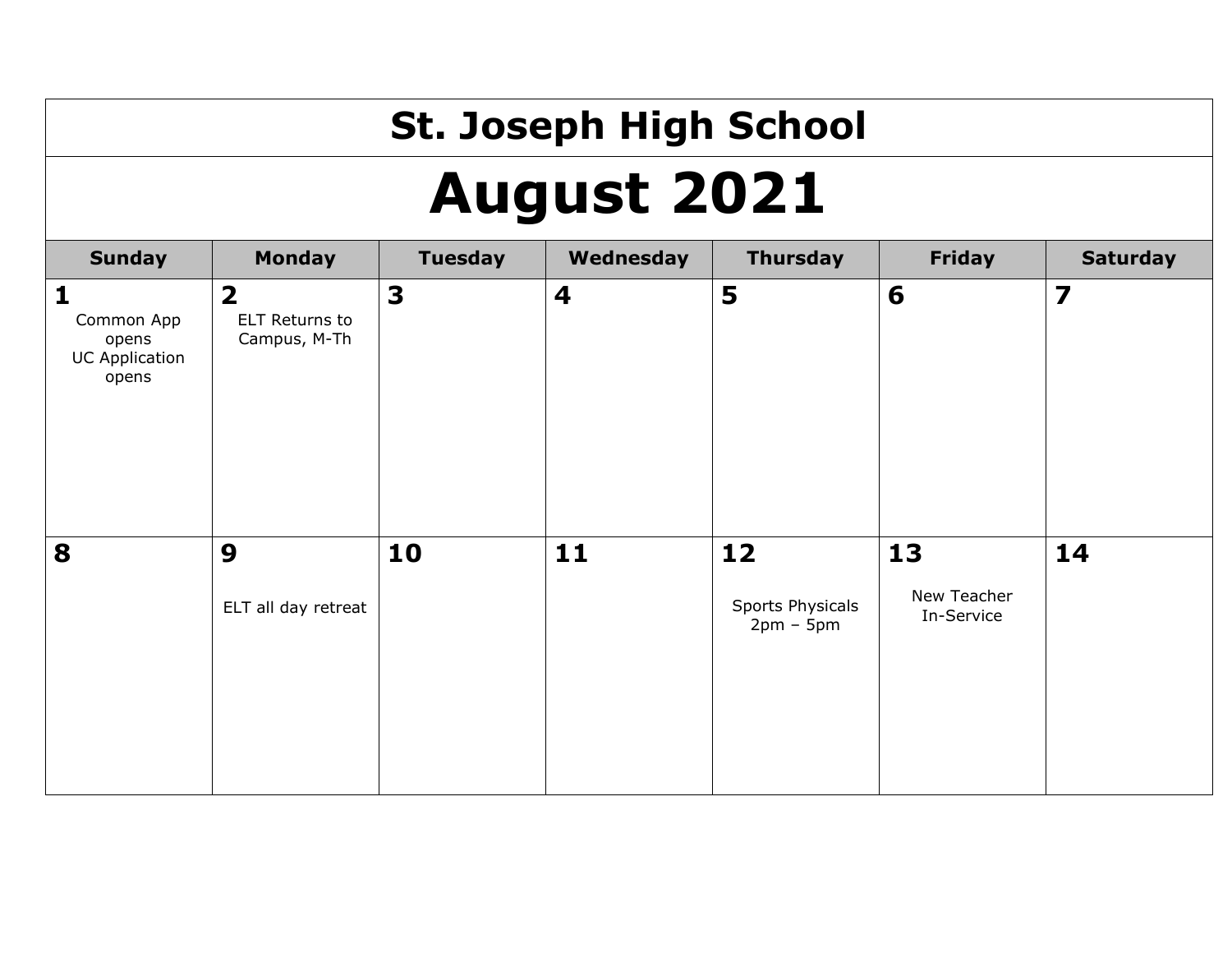# St. Joseph High School

## August 2021

| Sunday | Monday | Tuesday | Wednesday | Thursday | Friday | Saturday |
|---|---|---|---|---|---|---|
| **1** Common App opens UC Application opens | **2** ELT Returns to Campus, M-Th | **3** | **4** | **5** | **6** | **7** |
| **8** | **9** ELT all day retreat | **10** | **11** | **12** Sports Physicals 2pm – 5pm | **13** New Teacher In-Service | **14** |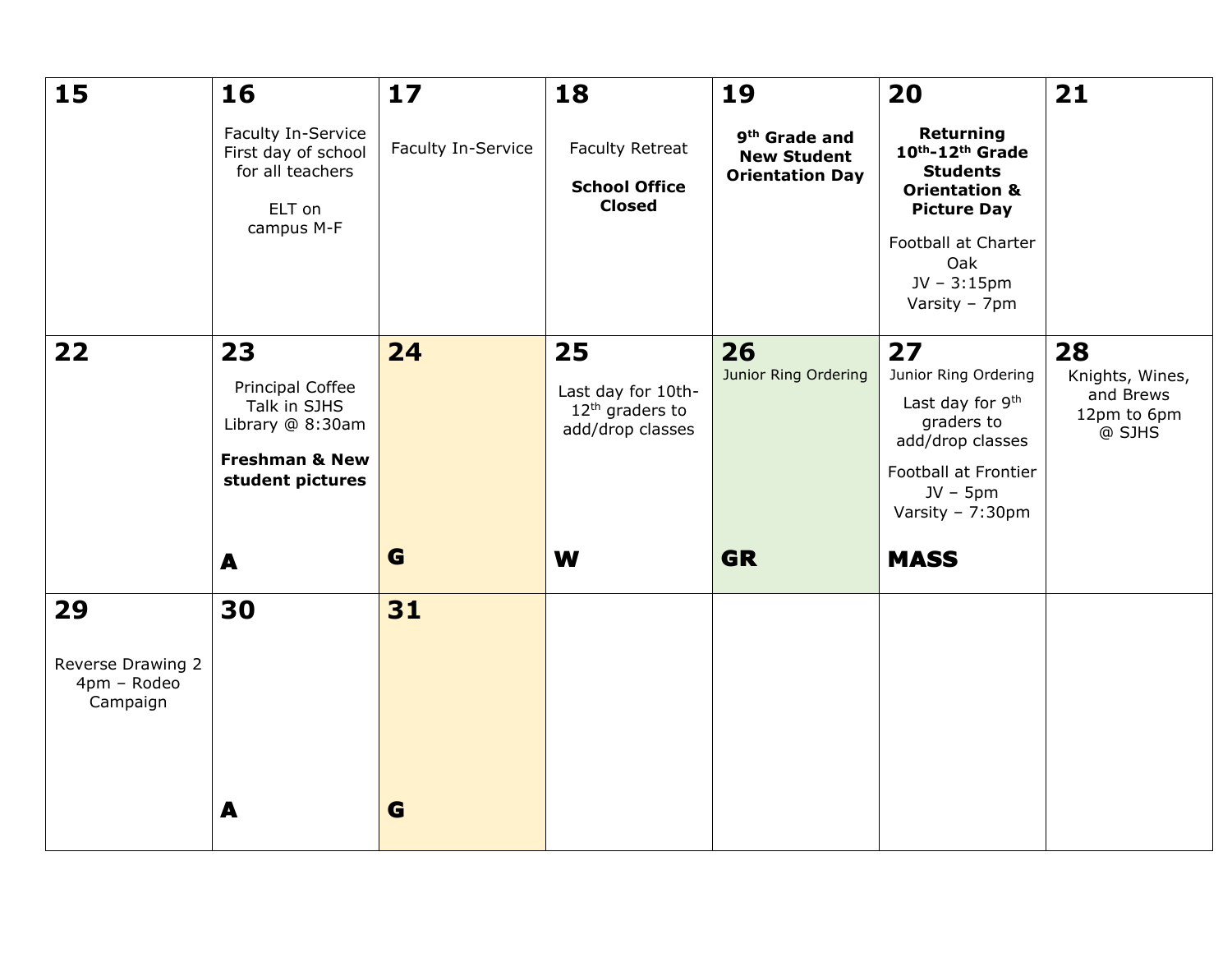| | | | | | | |
|---|---|---|---|---|---|---|
| **15** | **16**<br>Faculty In-Service First day of school for all teachers<br><br>ELT on campus M-F | **17**<br>Faculty In-Service | **18**<br>Faculty Retreat<br><br>**School Office Closed** | **19**<br>**9th Grade and New Student Orientation Day** | **20**<br>**Returning 10th-12th Grade Students Orientation & Picture Day**<br><br>Football at Charter Oak<br>JV – 3:15pm<br>Varsity – 7pm | **21** |
| **22** | **23**<br>Principal Coffee Talk in SJHS Library @ 8:30am<br><br>**Freshman & New student pictures**<br><br>**A** | **24**<br><br>**G** | **25**<br>Last day for 10th-12th graders to add/drop classes<br><br>**W** | **26**<br>Junior Ring Ordering<br><br>**GR** | **27**<br>Junior Ring Ordering<br><br>Last day for 9th graders to add/drop classes<br><br>Football at Frontier<br>JV – 5pm<br>Varsity – 7:30pm<br><br>**MASS** | **28**<br>Knights, Wines, and Brews<br>12pm to 6pm<br>@ SJHS |
| **29**<br><br>Reverse Drawing 2<br>4pm – Rodeo Campaign | **30**<br><br>**A** | **31**<br><br>**G** | | | | |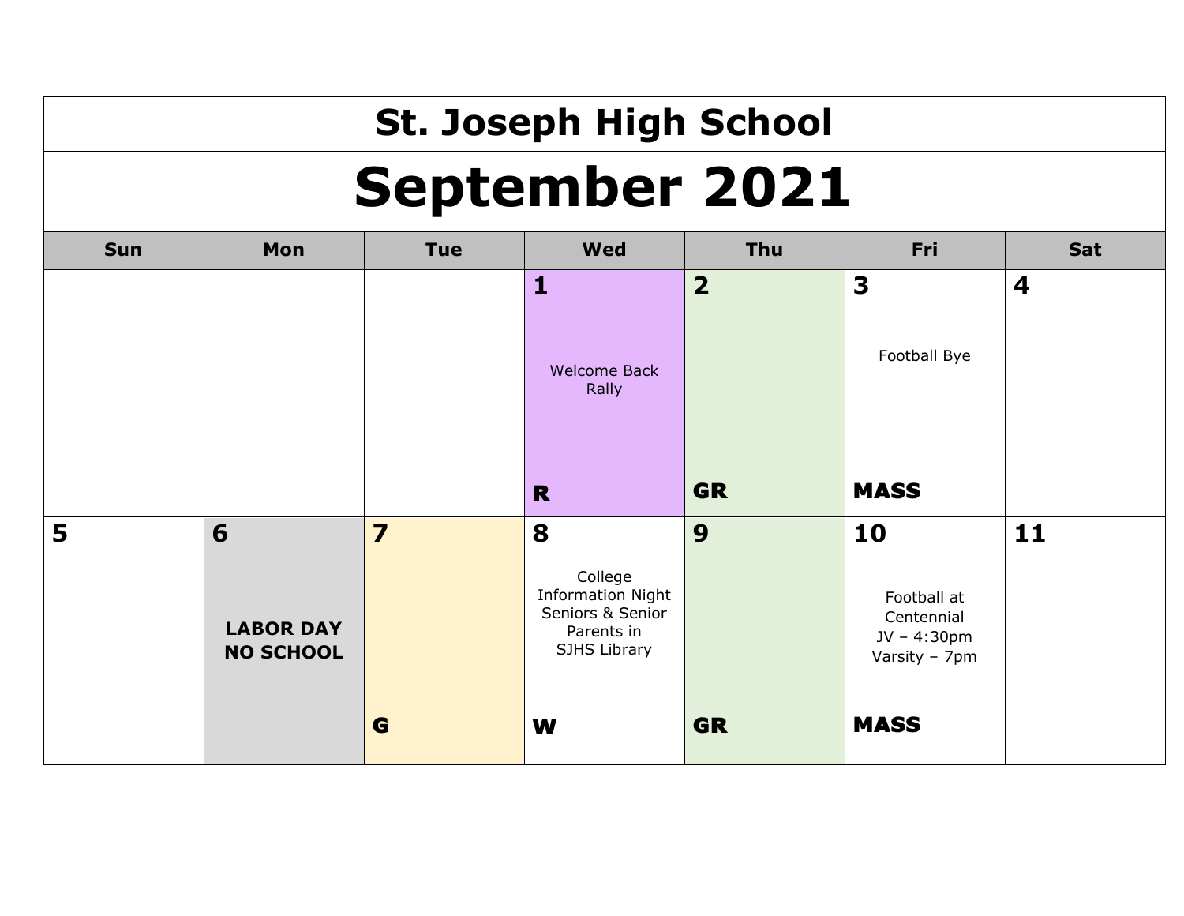# St. Joseph High School

## September 2021

| Sun | Mon | Tue | Wed | Thu | Fri | Sat |
|---|---|---|---|---|---|---|
| | | | **1**<br>Welcome Back Rally<br>**R** | **2**<br>**GR** | **3**<br>Football Bye<br>**MASS** | **4** |
| **5** | **6**<br>**LABOR DAY NO SCHOOL** | **7**<br>**G** | **8**<br>College Information Night Seniors & Senior Parents in SJHS Library<br>**W** | **9**<br>**GR** | **10**<br>Football at Centennial<br>JV – 4:30pm<br>Varsity – 7pm<br>**MASS** | **11** |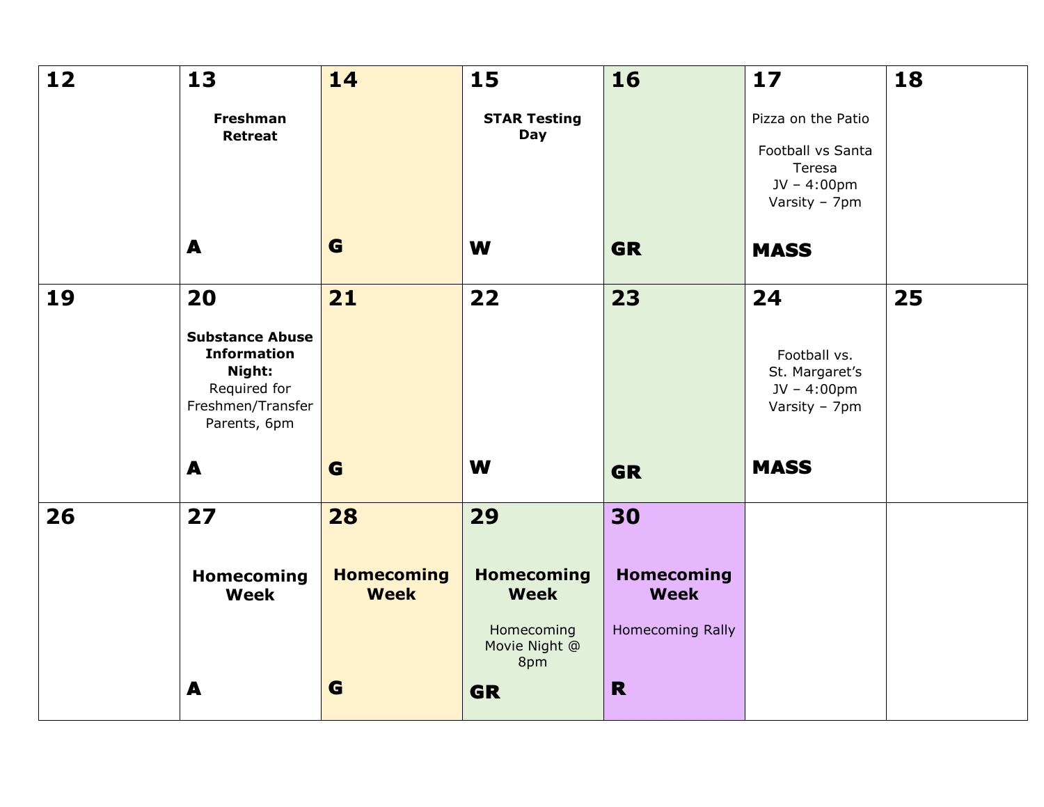| 12 | 13 | 14 | 15 | 16 | 17 | 18 |
| --- | --- | --- | --- | --- | --- | --- |
| | **Freshman Retreat**<br><br>**A** | **G** | **STAR Testing Day**<br><br>**W** | **GR** | Pizza on the Patio<br><br>Football vs Santa Teresa<br>JV – 4:00pm<br>Varsity – 7pm<br><br>**MASS** | |
| **19** | **20** | **21** | **22** | **23** | **24** | **25** |
| | **Substance Abuse Information Night:**<br>Required for Freshmen/Transfer Parents, 6pm<br><br>**A** | **G** | **W** | **GR** | Football vs. St. Margaret's<br>JV – 4:00pm<br>Varsity – 7pm<br><br>**MASS** | |
| **26** | **27** | **28** | **29** | **30** | | |
| | **Homecoming Week**<br><br>**A** | **Homecoming Week**<br><br>**G** | **Homecoming Week**<br><br>Homecoming Movie Night @ 8pm<br><br>**GR** | **Homecoming Week**<br><br>Homecoming Rally<br><br>**R** | | |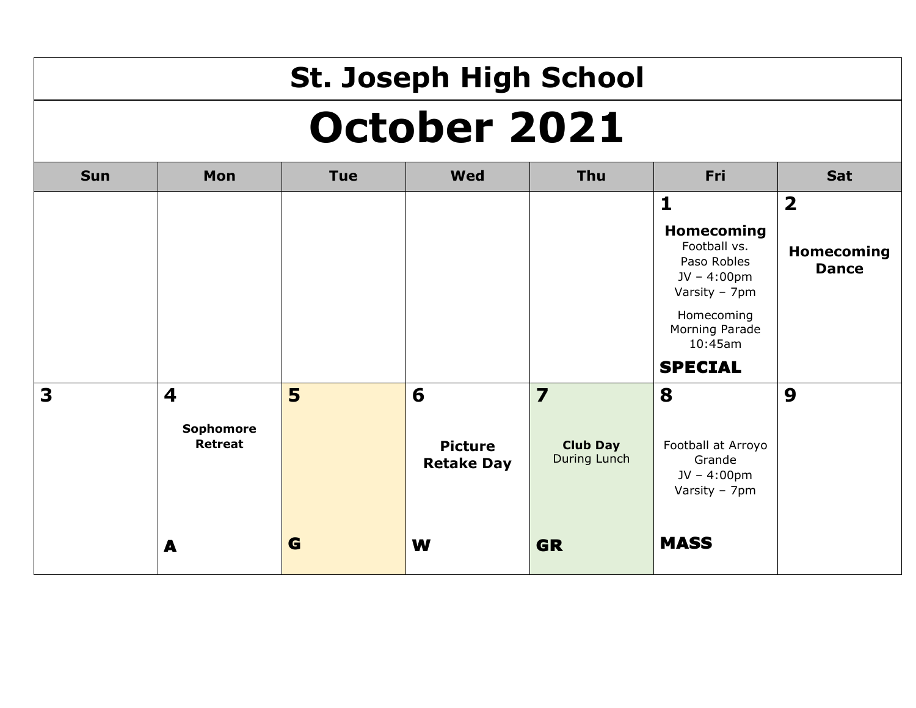# St. Joseph High School

## October 2021

| Sun | Mon | Tue | Wed | Thu | Fri | Sat |
|---|---|---|---|---|---|---|
| | | | | | **1**<br>**Homecoming**<br>Football vs. Paso Robles<br>JV – 4:00pm<br>Varsity – 7pm<br>Homecoming Morning Parade 10:45am<br>**SPECIAL** | **2**<br>**Homecoming Dance** |
| **3** | **4**<br>**Sophomore Retreat**<br>**A** | **5**<br>**G** | **6**<br>**Picture Retake Day**<br>**W** | **7**<br>**Club Day**<br>During Lunch<br>**GR** | **8**<br>Football at Arroyo Grande<br>JV – 4:00pm<br>Varsity – 7pm<br>**MASS** | **9** |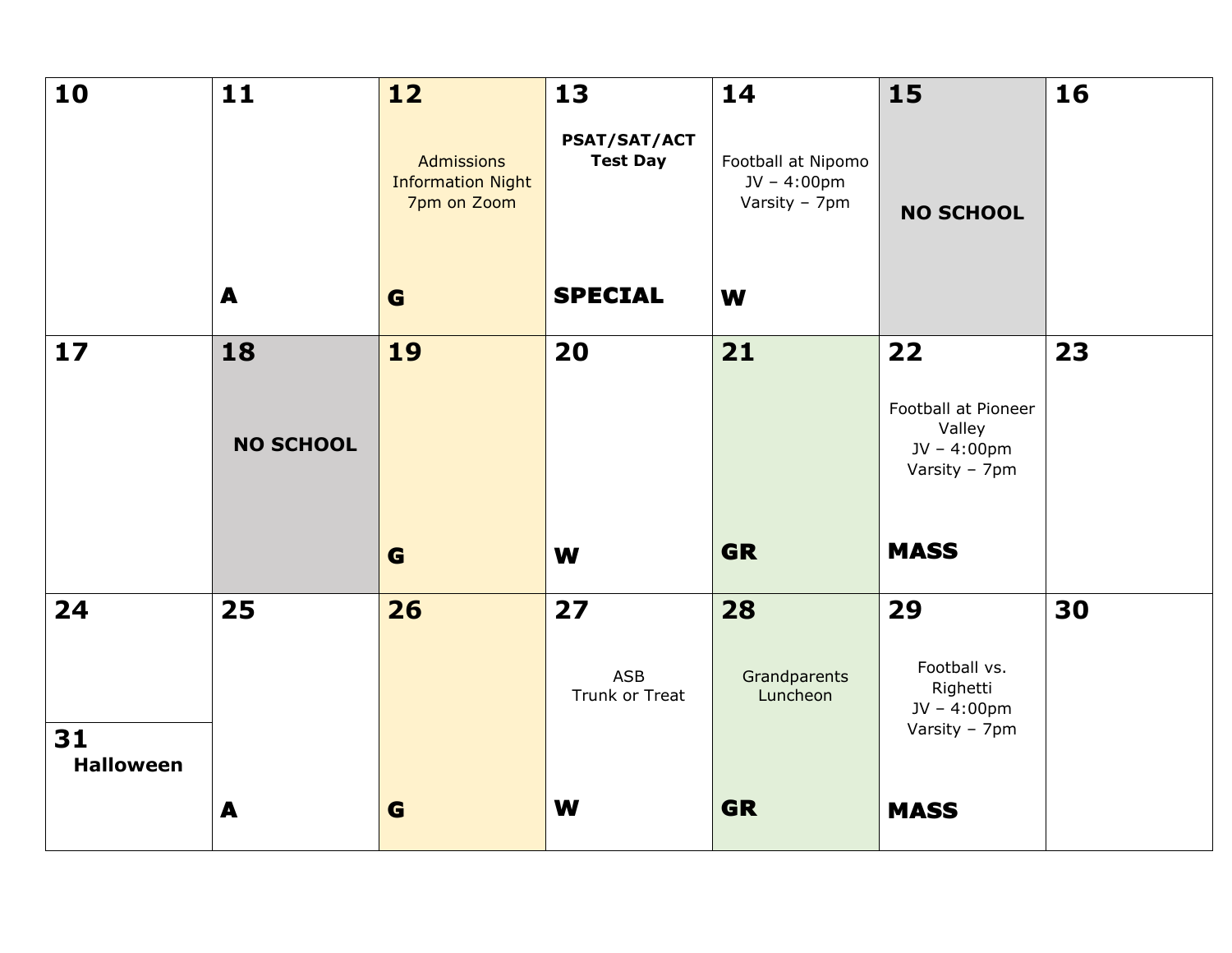| 10 | 11 | 12 | 13 | 14 | 15 | 16 |
|---|---|---|---|---|---|---|
| | **A** | Admissions Information Night 7pm on Zoom **G** | **PSAT/SAT/ACT Test Day** **SPECIAL** | Football at Nipomo JV – 4:00pm Varsity – 7pm **W** | **NO SCHOOL** | |
| **17** | **18** | **19** | **20** | **21** | **22** | **23** |
| | **NO SCHOOL** | **G** | **W** | **GR** | Football at Pioneer Valley JV – 4:00pm Varsity – 7pm **MASS** | |
| **24** / **31 Halloween** | **25** | **26** | **27** | **28** | **29** | **30** |
| | **A** | **G** | ASB Trunk or Treat **W** | Grandparents Luncheon **GR** | Football vs. Righetti JV – 4:00pm Varsity – 7pm **MASS** | |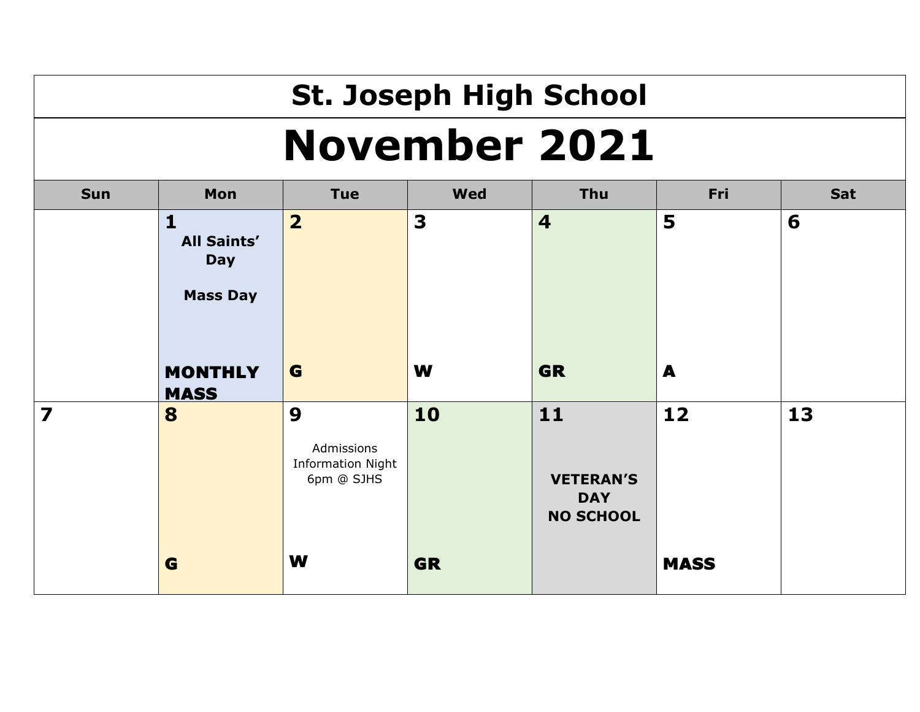# St. Joseph High School

## November 2021

| Sun | Mon | Tue | Wed | Thu | Fri | Sat |
|---|---|---|---|---|---|---|
| | **1** **All Saints' Day** **Mass Day** **MONTHLY MASS** | **2** **G** | **3** **W** | **4** **GR** | **5** **A** | **6** |
| **7** | **8** **G** | **9** Admissions Information Night 6pm @ SJHS **W** | **10** **GR** | **11** **VETERAN'S DAY NO SCHOOL** | **12** **MASS** | **13** |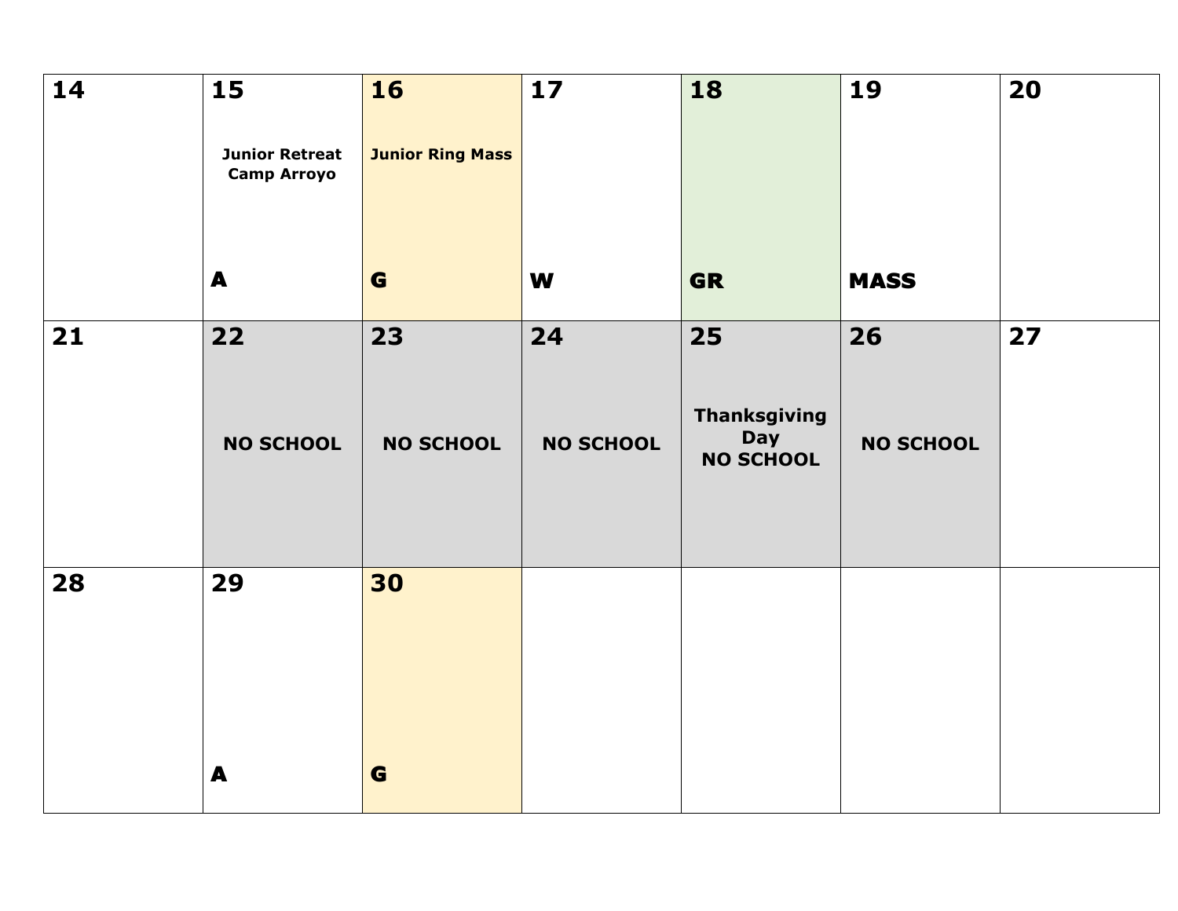| | | | | | | |
|---|---|---|---|---|---|---|
| **14** | **15**<br>**Junior Retreat Camp Arroyo**<br>**A** | **16**<br>**Junior Ring Mass**<br>**G** | **17**<br>**W** | **18**<br>**GR** | **19**<br>**MASS** | **20** |
| **21** | **22**<br>**NO SCHOOL** | **23**<br>**NO SCHOOL** | **24**<br>**NO SCHOOL** | **25**<br>**Thanksgiving Day NO SCHOOL** | **26**<br>**NO SCHOOL** | **27** |
| **28** | **29**<br>**A** | **30**<br>**G** | | | | |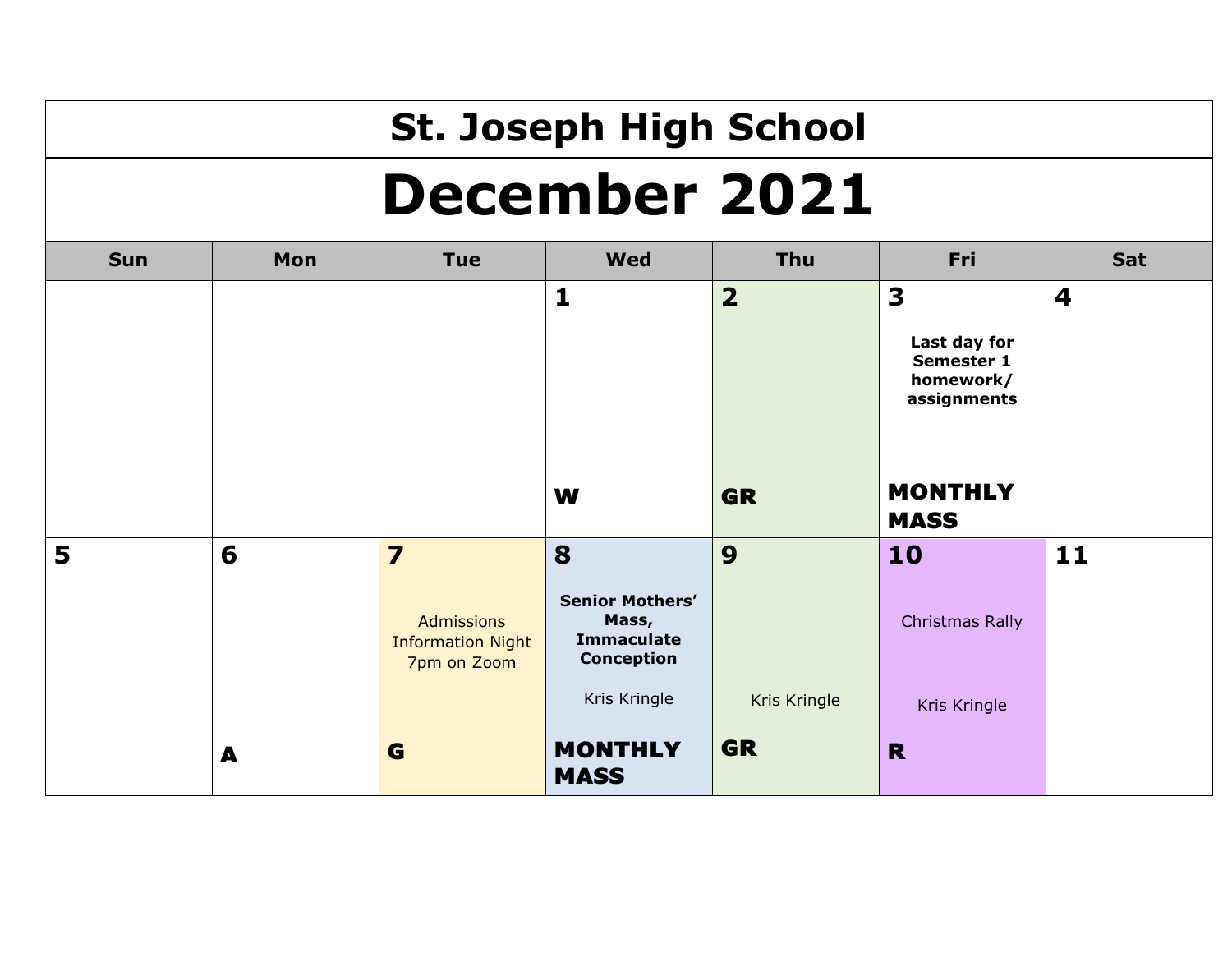# St. Joseph High School

## December 2021

| Sun | Mon | Tue | Wed | Thu | Fri | Sat |
|---|---|---|---|---|---|---|
| | | | **1** <br><br> **W** | **2** <br><br> **GR** | **3** <br><br> **Last day for Semester 1 homework/ assignments** <br><br> **MONTHLY MASS** | **4** |
| **5** | **6** <br><br> **A** | **7** <br><br> Admissions Information Night 7pm on Zoom <br><br> **G** | **8** <br><br> **Senior Mothers' Mass, Immaculate Conception** <br><br> Kris Kringle <br><br> **MONTHLY MASS** | **9** <br><br> Kris Kringle <br><br> **GR** | **10** <br><br> Christmas Rally <br><br> Kris Kringle <br><br> **R** | **11** |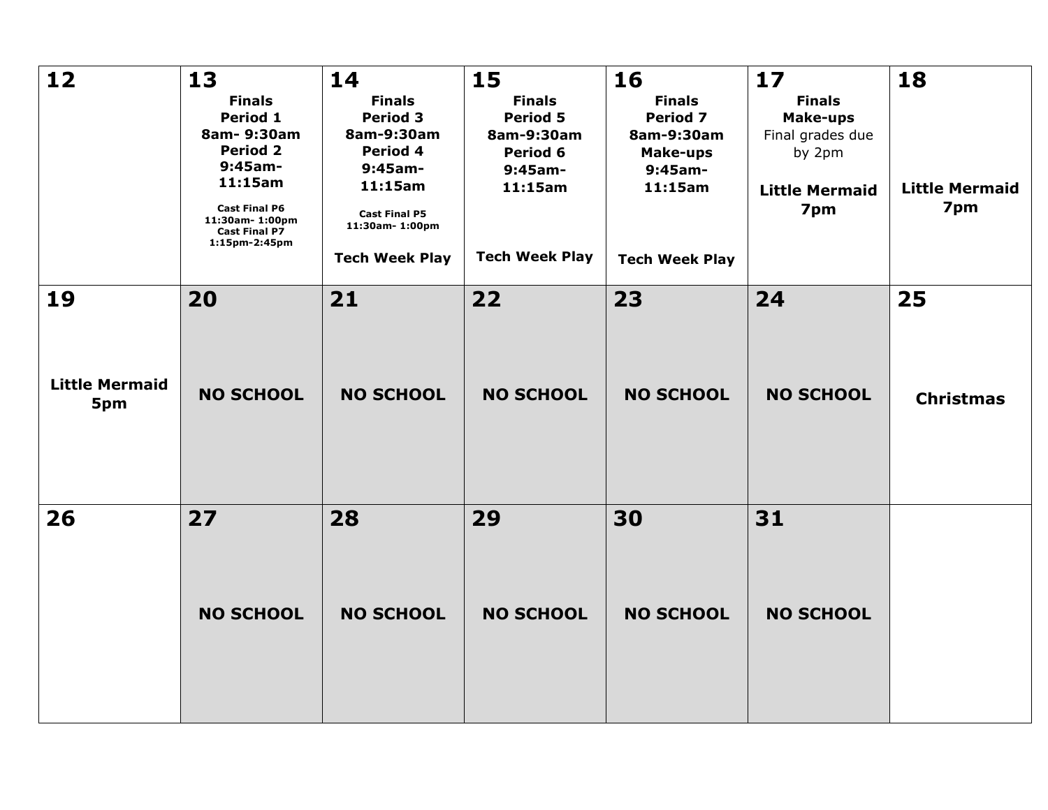| 12 | 13 | 14 | 15 | 16 | 17 | 18 |
|---|---|---|---|---|---|---|
| 12 | 13<br>**Finals**<br>**Period 1**<br>**8am- 9:30am**<br>**Period 2**<br>**9:45am-11:15am**<br>**Cast Final P6**<br>**11:30am- 1:00pm**<br>**Cast Final P7**<br>**1:15pm-2:45pm** | 14<br>**Finals**<br>**Period 3**<br>**8am-9:30am**<br>**Period 4**<br>**9:45am-11:15am**<br>**Cast Final P5**<br>**11:30am- 1:00pm**<br>**Tech Week Play** | 15<br>**Finals**<br>**Period 5**<br>**8am-9:30am**<br>**Period 6**<br>**9:45am-11:15am**<br>**Tech Week Play** | 16<br>**Finals**<br>**Period 7**<br>**8am-9:30am**<br>**Make-ups**<br>**9:45am-11:15am**<br>**Tech Week Play** | 17<br>**Finals**<br>**Make-ups**<br>Final grades due by 2pm<br>**Little Mermaid 7pm** | 18<br>**Little Mermaid 7pm** |
| 19<br>**Little Mermaid 5pm** | 20<br>**NO SCHOOL** | 21<br>**NO SCHOOL** | 22<br>**NO SCHOOL** | 23<br>**NO SCHOOL** | 24<br>**NO SCHOOL** | 25<br>**Christmas** |
| 26 | 27<br>**NO SCHOOL** | 28<br>**NO SCHOOL** | 29<br>**NO SCHOOL** | 30<br>**NO SCHOOL** | 31<br>**NO SCHOOL** | |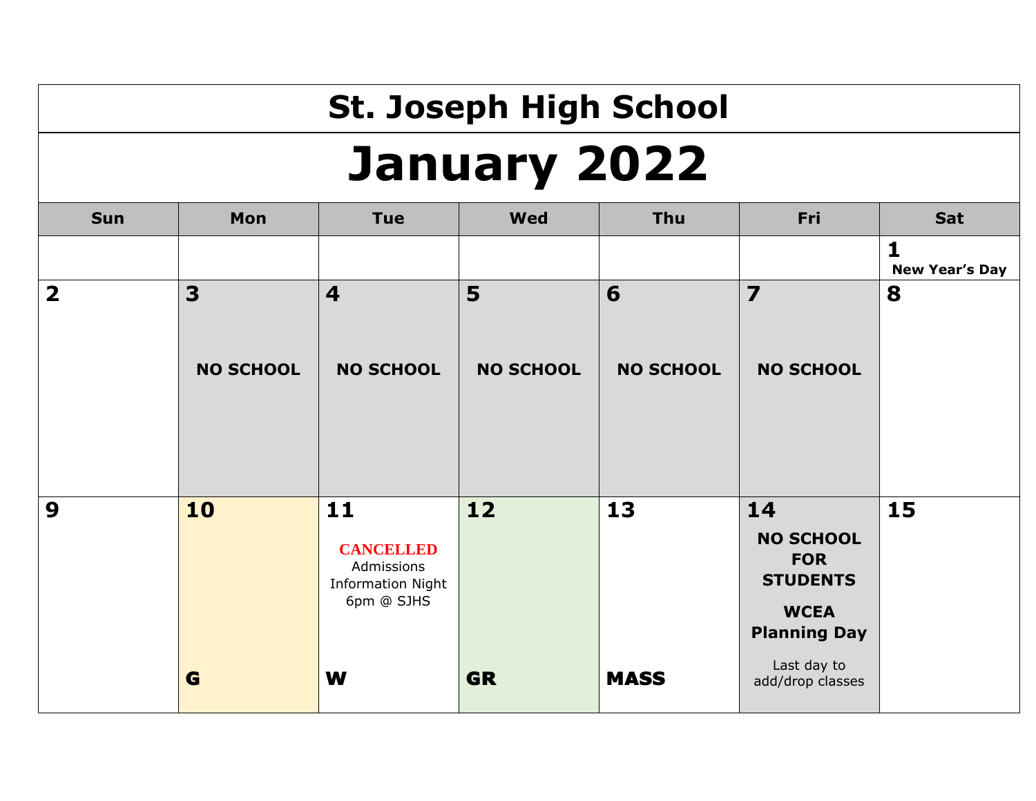# St. Joseph High School

## January 2022

| Sun | Mon | Tue | Wed | Thu | Fri | Sat |
|---|---|---|---|---|---|---|
| | | | | | | **1** **New Year's Day** |
| **2** | **3** **NO SCHOOL** | **4** **NO SCHOOL** | **5** **NO SCHOOL** | **6** **NO SCHOOL** | **7** **NO SCHOOL** | **8** |
| **9** | **10** **G** | **11** **CANCELLED** Admissions Information Night 6pm @ SJHS **W** | **12** **GR** | **13** **MASS** | **14** **NO SCHOOL FOR STUDENTS** **WCEA Planning Day** Last day to add/drop classes | **15** |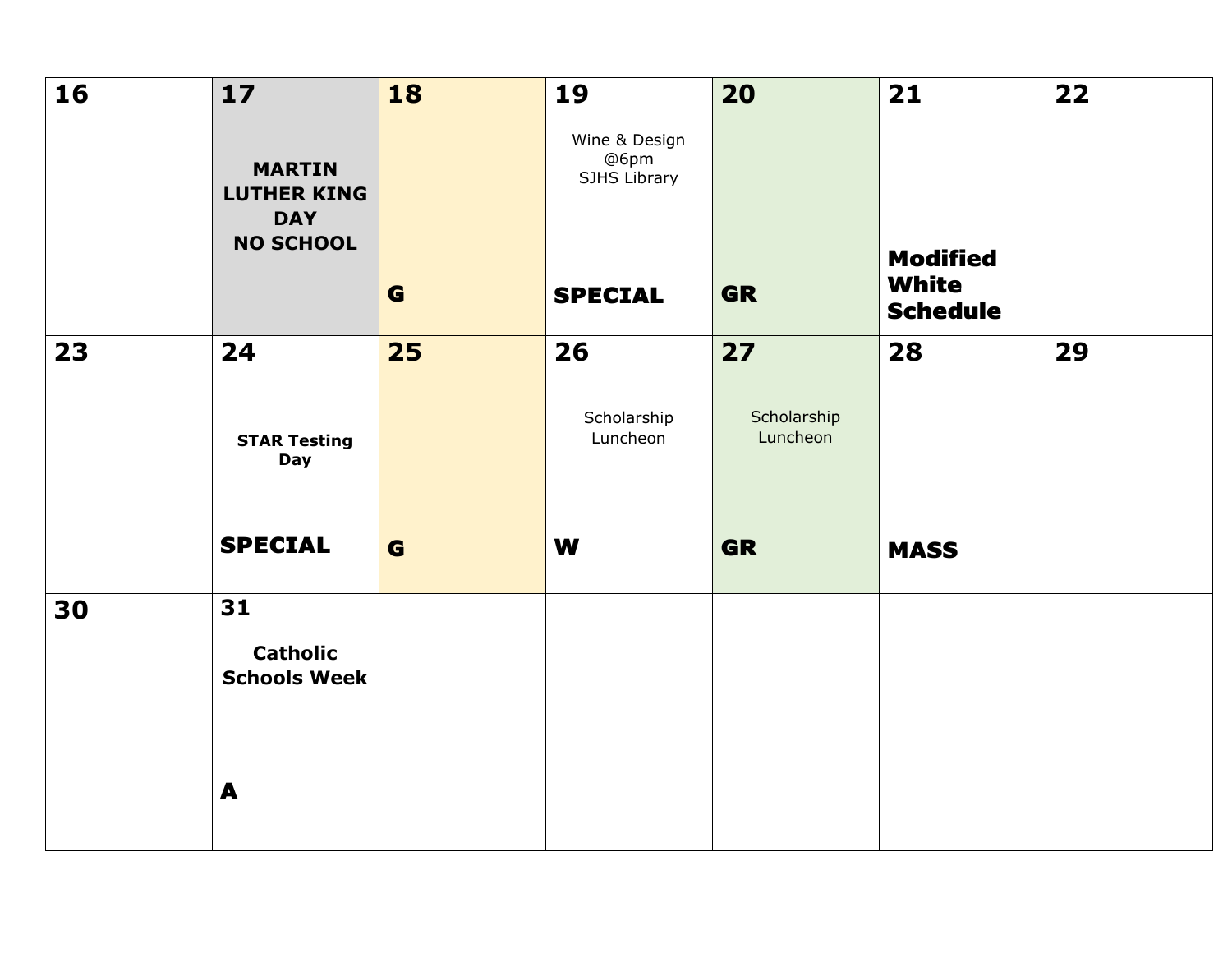| | | | | | | |
|---|---|---|---|---|---|---|
| **16** | **17** MARTIN LUTHER KING DAY NO SCHOOL | **18** G | **19** Wine & Design @6pm SJHS Library SPECIAL | **20** GR | **21** Modified White Schedule | **22** |
| **23** | **24** STAR Testing Day SPECIAL | **25** G | **26** Scholarship Luncheon W | **27** Scholarship Luncheon GR | **28** MASS | **29** |
| **30** | **31** Catholic Schools Week A | | | | | |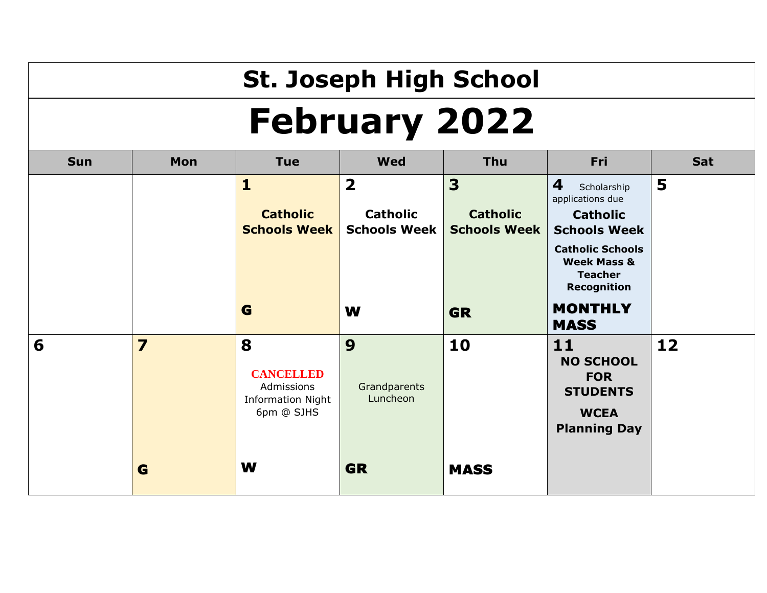# St. Joseph High School

# February 2022

| Sun | Mon | Tue | Wed | Thu | Fri | Sat |
|---|---|---|---|---|---|---|
| | | **1** **Catholic Schools Week** **G** | **2** **Catholic Schools Week** **W** | **3** **Catholic Schools Week** **GR** | **4** Scholarship applications due **Catholic Schools Week** **Catholic Schools Week Mass & Teacher Recognition** **MONTHLY MASS** | **5** |
| **6** | **7** **G** | **8** **CANCELLED** Admissions Information Night 6pm @ SJHS **W** | **9** Grandparents Luncheon **GR** | **10** **MASS** | **11** **NO SCHOOL FOR STUDENTS** **WCEA Planning Day** | **12** |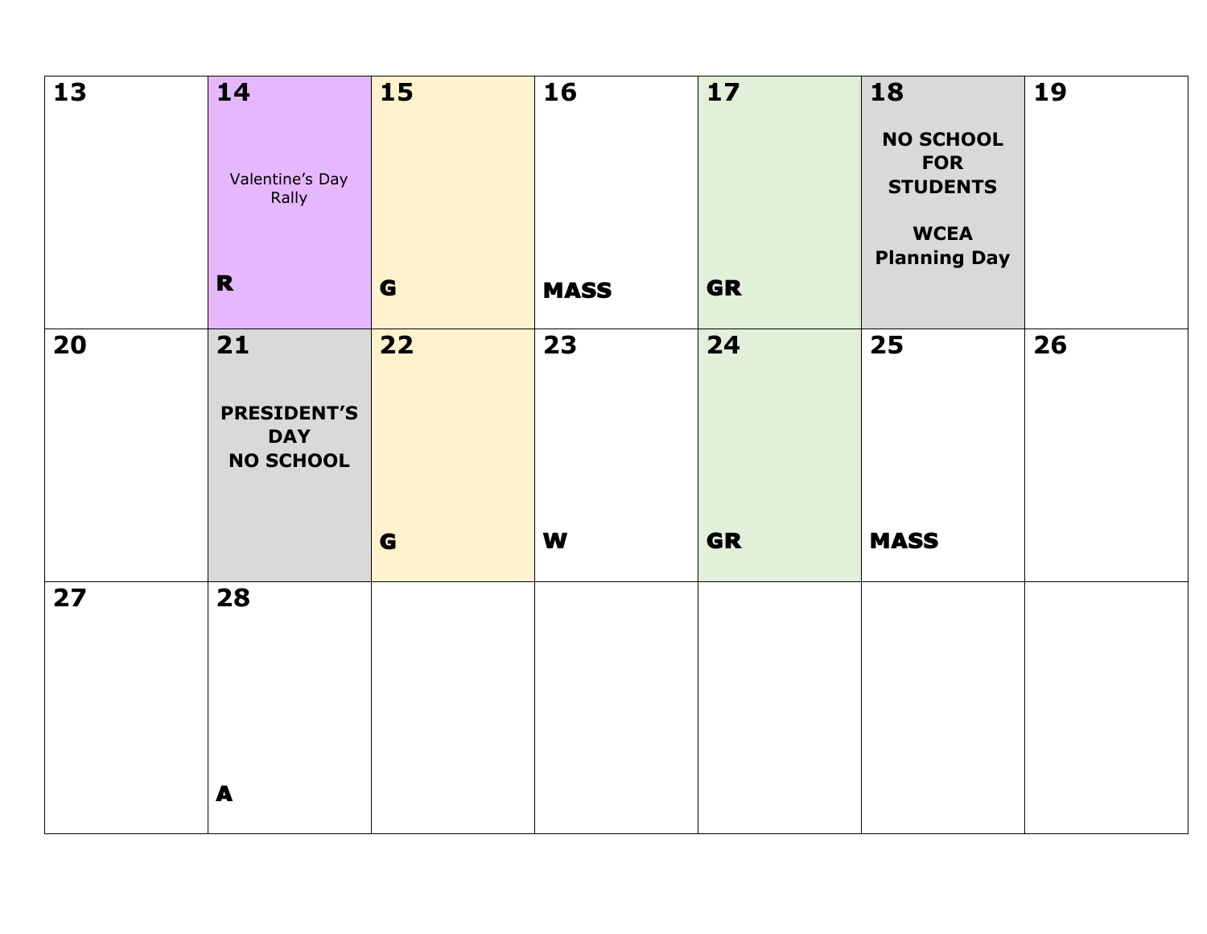| 13 | 14 | 15 | 16 | 17 | 18 | 19 |
|---|---|---|---|---|---|---|
| | Valentine's Day Rally<br><br>**R** | **G** | **MASS** | **GR** | **NO SCHOOL FOR STUDENTS**<br><br>**WCEA Planning Day** | |
| **20** | **21** | **22** | **23** | **24** | **25** | **26** |
| | **PRESIDENT'S DAY NO SCHOOL** | **G** | **W** | **GR** | **MASS** | |
| **27** | **28** | | | | | |
| | **A** | | | | | |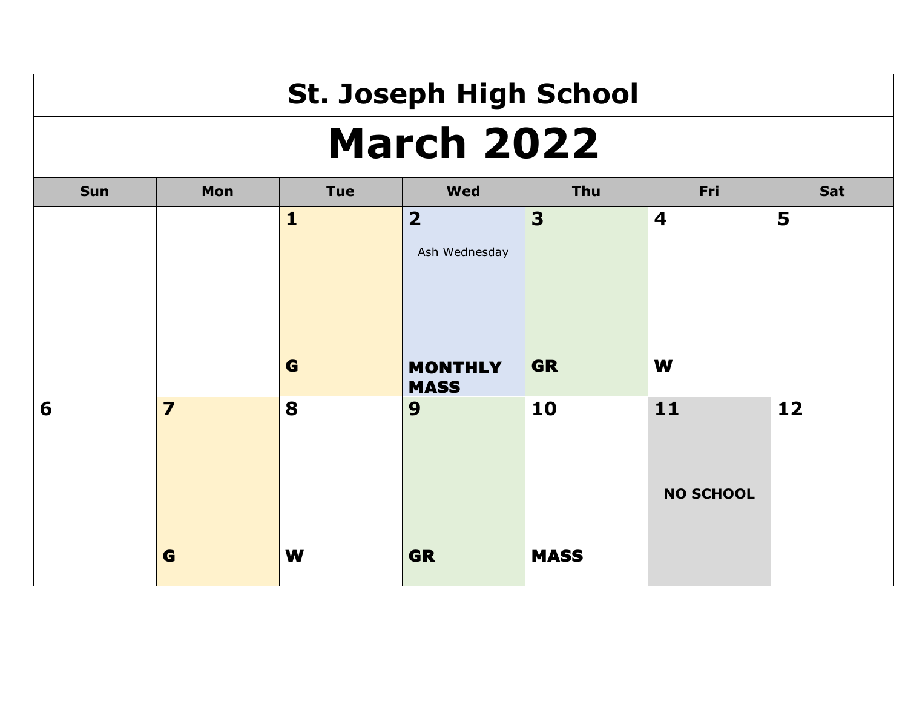# St. Joseph High School

## March 2022

| Sun | Mon | Tue | Wed | Thu | Fri | Sat |
|---|---|---|---|---|---|---|
| | | **1**<br><br>**G** | **2**<br>Ash Wednesday<br><br>**MONTHLY MASS** | **3**<br><br>**GR** | **4**<br><br>**W** | **5** |
| **6** | **7**<br><br>**G** | **8**<br><br>**W** | **9**<br><br>**GR** | **10**<br><br>**MASS** | **11**<br>**NO SCHOOL** | **12** |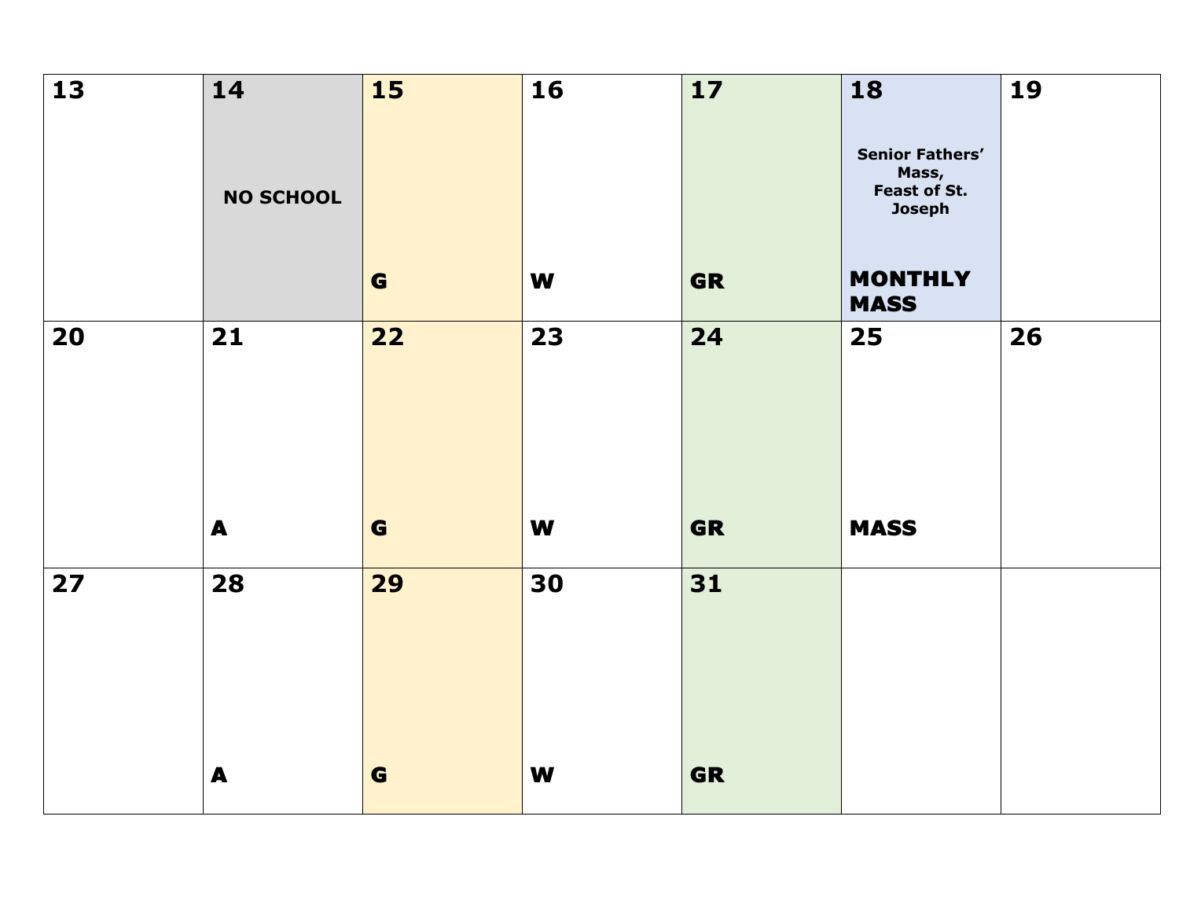| 13 | 14 | 15 | 16 | 17 | 18 | 19 |
|---|---|---|---|---|---|---|
| | NO SCHOOL | G | W | GR | Senior Fathers' Mass, Feast of St. Joseph **MONTHLY MASS** | |
| **20** | **21** | **22** | **23** | **24** | **25** | **26** |
| | A | G | W | GR | MASS | |
| **27** | **28** | **29** | **30** | **31** | | |
| | A | G | W | GR | | |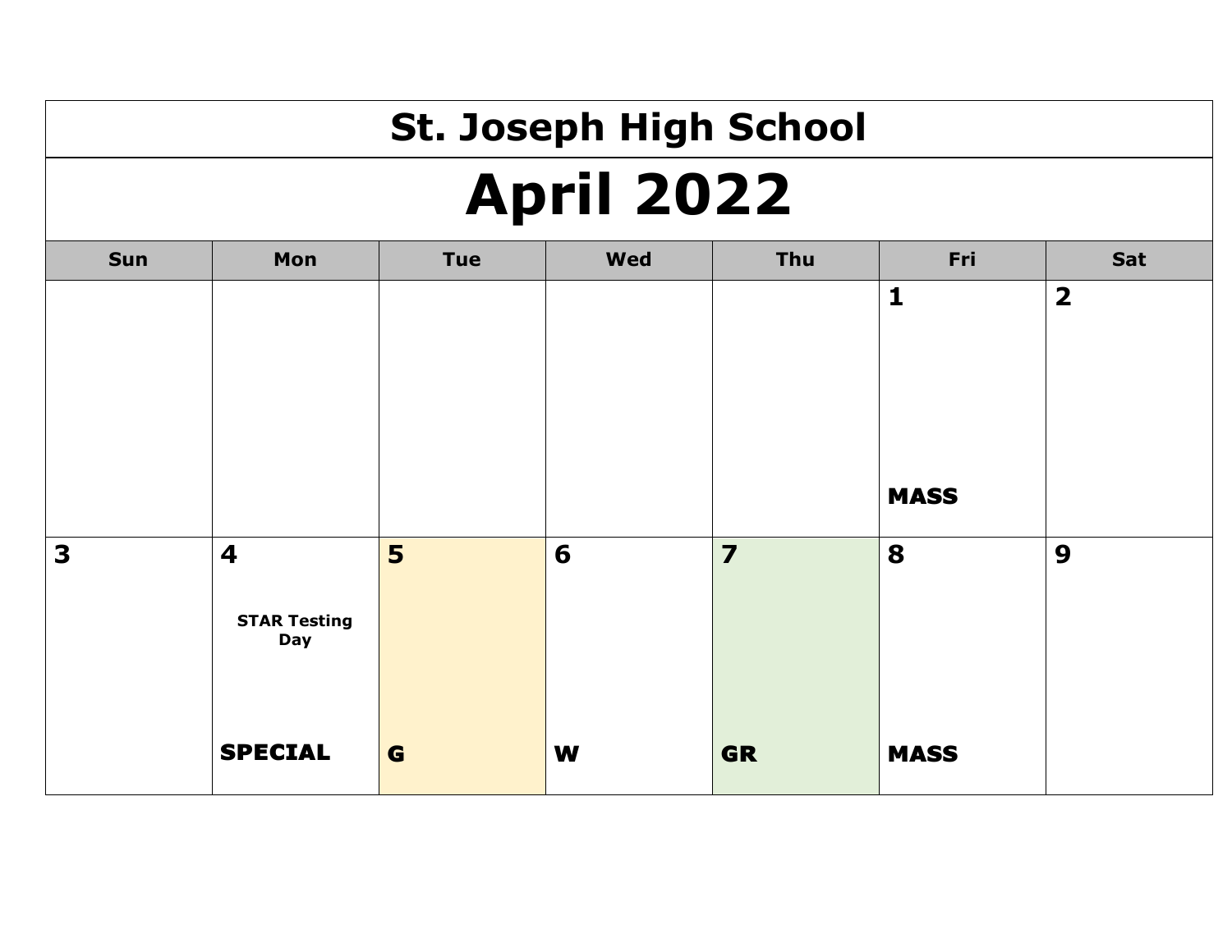# St. Joseph High School

## April 2022

| Sun | Mon | Tue | Wed | Thu | Fri | Sat |
|---|---|---|---|---|---|---|
| | | | | | **1** **MASS** | **2** |
| **3** | **4** STAR Testing Day **SPECIAL** | **5** **G** | **6** **W** | **7** **GR** | **8** **MASS** | **9** |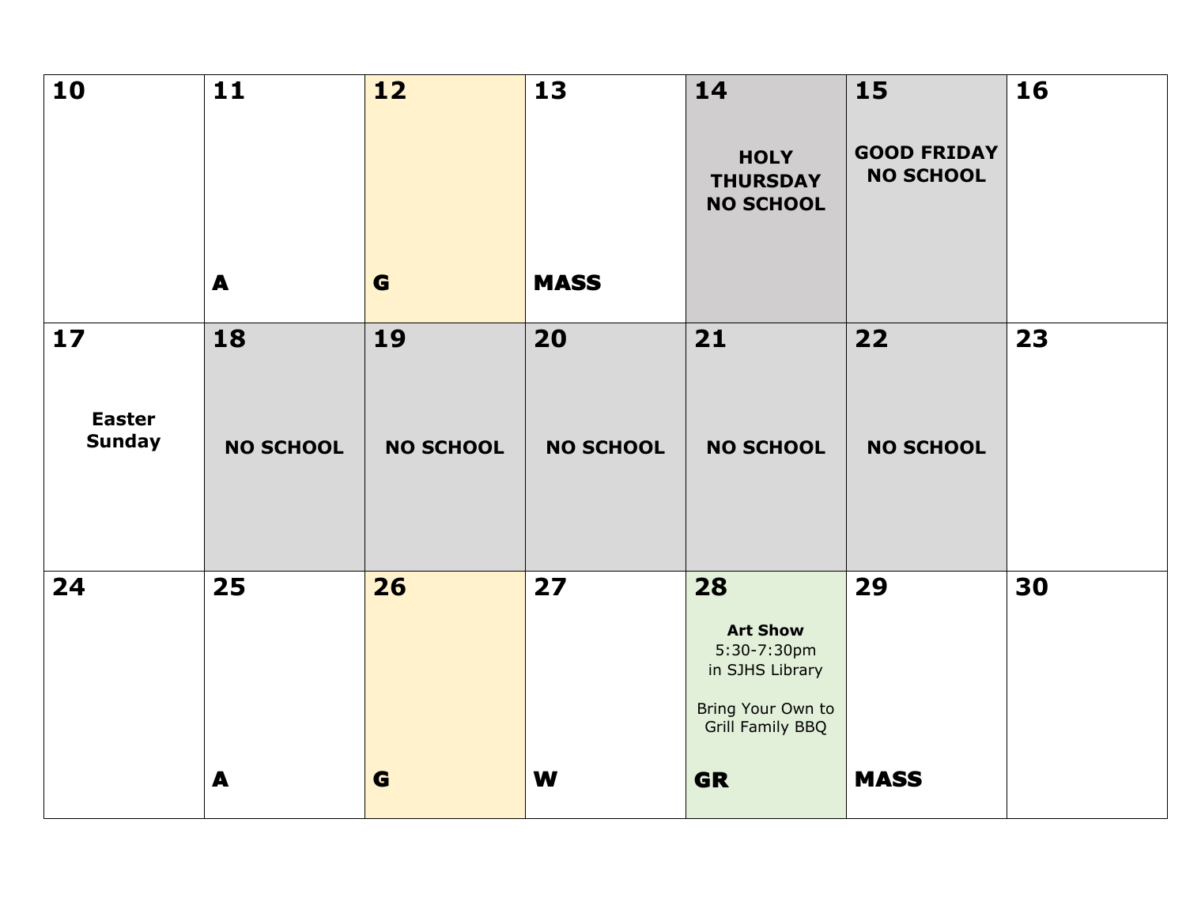| 10 | 11 | 12 | 13 | 14 | 15 | 16 |
|---|---|---|---|---|---|---|
| | **A** | **G** | **MASS** | **HOLY THURSDAY NO SCHOOL** | **GOOD FRIDAY NO SCHOOL** | |
| **17** | **18** | **19** | **20** | **21** | **22** | **23** |
| **Easter Sunday** | **NO SCHOOL** | **NO SCHOOL** | **NO SCHOOL** | **NO SCHOOL** | **NO SCHOOL** | |
| **24** | **25** | **26** | **27** | **28** | **29** | **30** |
| | **A** | **G** | **W** | **Art Show** 5:30-7:30pm in SJHS Library<br><br>Bring Your Own to Grill Family BBQ<br><br>**GR** | **MASS** | |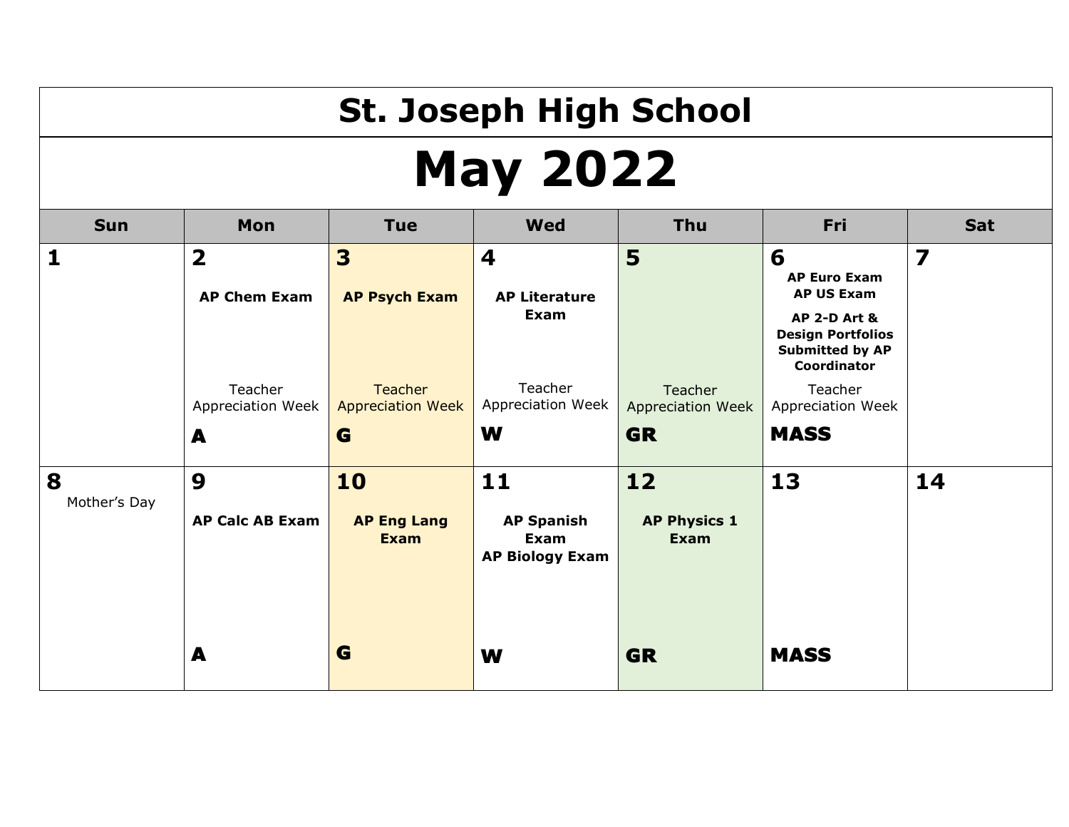# St. Joseph High School

## May 2022

| Sun | Mon | Tue | Wed | Thu | Fri | Sat |
|---|---|---|---|---|---|---|
| **1** | **2**<br>**AP Chem Exam**<br>Teacher Appreciation Week<br>**A** | **3**<br>**AP Psych Exam**<br>Teacher Appreciation Week<br>**G** | **4**<br>**AP Literature Exam**<br>Teacher Appreciation Week<br>**W** | **5**<br>Teacher Appreciation Week<br>**GR** | **6**<br>**AP Euro Exam**<br>**AP US Exam**<br>**AP 2-D Art & Design Portfolios Submitted by AP Coordinator**<br>Teacher Appreciation Week<br>**MASS** | **7** |
| **8**<br>Mother's Day | **9**<br>**AP Calc AB Exam**<br>**A** | **10**<br>**AP Eng Lang Exam**<br>**G** | **11**<br>**AP Spanish Exam**<br>**AP Biology Exam**<br>**W** | **12**<br>**AP Physics 1 Exam**<br>**GR** | **13**<br>**MASS** | **14** |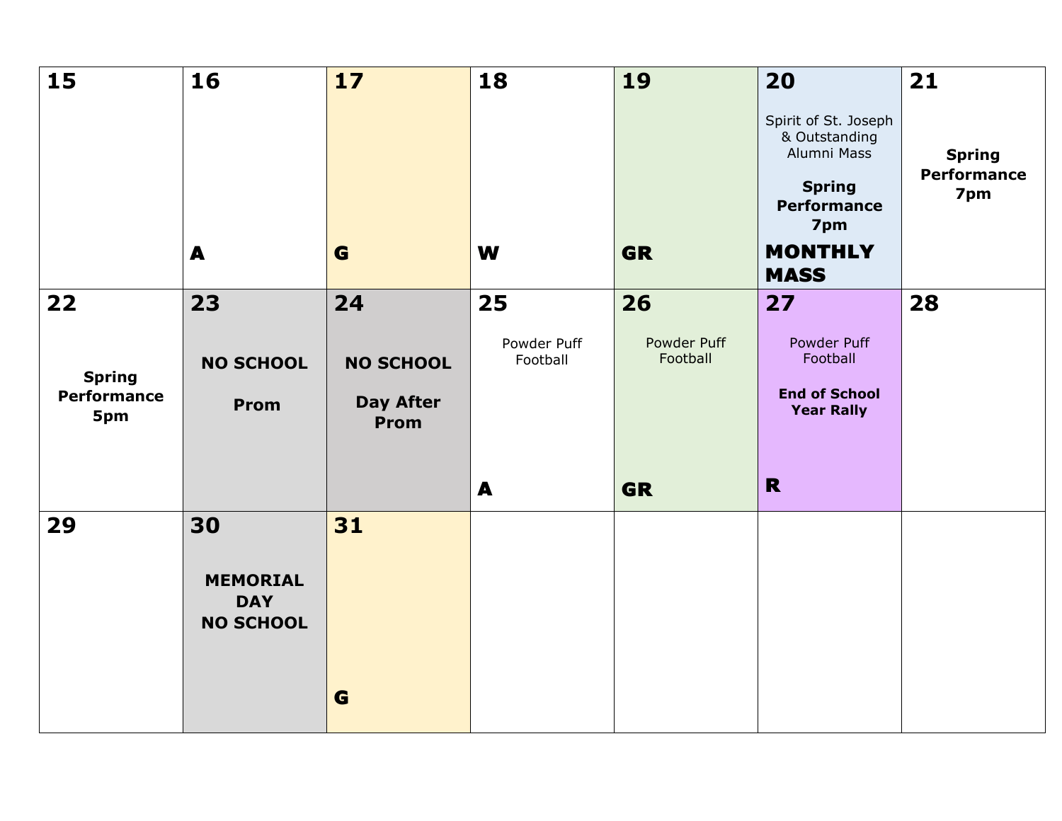| 15 | 16 | 17 | 18 | 19 | 20 | 21 |
|---|---|---|---|---|---|---|
| | **A** | **G** | **W** | **GR** | Spirit of St. Joseph & Outstanding Alumni Mass<br><br>**Spring Performance 7pm**<br><br>**MONTHLY MASS** | **Spring Performance 7pm** |
| **22** | **23** | **24** | **25** | **26** | **27** | **28** |
| **Spring Performance 5pm** | **NO SCHOOL**<br><br>**Prom** | **NO SCHOOL**<br><br>**Day After Prom** | Powder Puff Football<br><br>**A** | Powder Puff Football<br><br>**GR** | Powder Puff Football<br><br>**End of School Year Rally**<br><br>**R** | |
| **29** | **30** | **31** | | | | |
| | **MEMORIAL DAY NO SCHOOL** | **G** | | | | |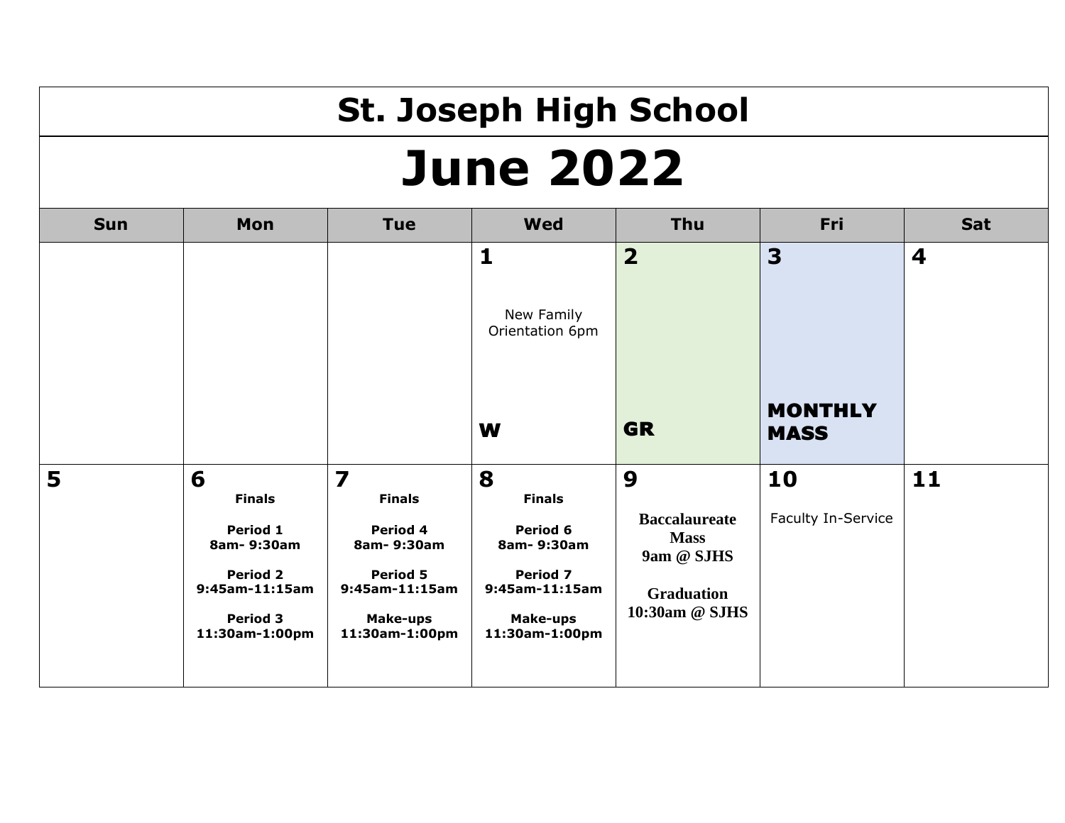# St. Joseph High School

## June 2022

| Sun | Mon | Tue | Wed | Thu | Fri | Sat |
|---|---|---|---|---|---|---|
| | | | **1**<br>New Family Orientation 6pm<br>**W** | **2**<br>**GR** | **3**<br>**MONTHLY MASS** | **4** |
| **5** | **6**<br>**Finals**<br>**Period 1**<br>**8am- 9:30am**<br>**Period 2**<br>**9:45am-11:15am**<br>**Period 3**<br>**11:30am-1:00pm** | **7**<br>**Finals**<br>**Period 4**<br>**8am- 9:30am**<br>**Period 5**<br>**9:45am-11:15am**<br>**Make-ups**<br>**11:30am-1:00pm** | **8**<br>**Finals**<br>**Period 6**<br>**8am- 9:30am**<br>**Period 7**<br>**9:45am-11:15am**<br>**Make-ups**<br>**11:30am-1:00pm** | **9**<br>**Baccalaureate Mass**<br>**9am @ SJHS**<br>**Graduation**<br>**10:30am @ SJHS** | **10**<br>Faculty In-Service | **11** |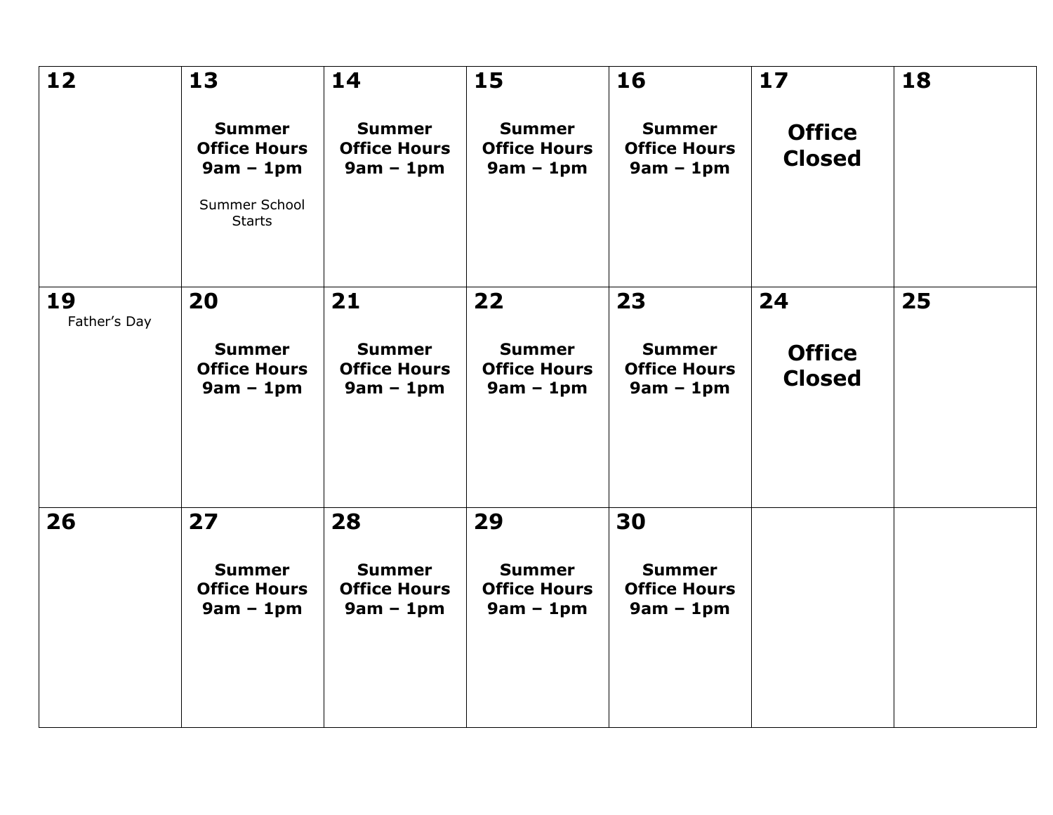| | | | | | | |
|---|---|---|---|---|---|---|
| **12** | **13**<br><br>**Summer Office Hours 9am – 1pm**<br><br>Summer School Starts | **14**<br><br>**Summer Office Hours 9am – 1pm** | **15**<br><br>**Summer Office Hours 9am – 1pm** | **16**<br><br>**Summer Office Hours 9am – 1pm** | **17**<br><br>**Office Closed** | **18** |
| **19**<br>Father's Day | **20**<br><br>**Summer Office Hours 9am – 1pm** | **21**<br><br>**Summer Office Hours 9am – 1pm** | **22**<br><br>**Summer Office Hours 9am – 1pm** | **23**<br><br>**Summer Office Hours 9am – 1pm** | **24**<br><br>**Office Closed** | **25** |
| **26** | **27**<br><br>**Summer Office Hours 9am – 1pm** | **28**<br><br>**Summer Office Hours 9am – 1pm** | **29**<br><br>**Summer Office Hours 9am – 1pm** | **30**<br><br>**Summer Office Hours 9am – 1pm** | | |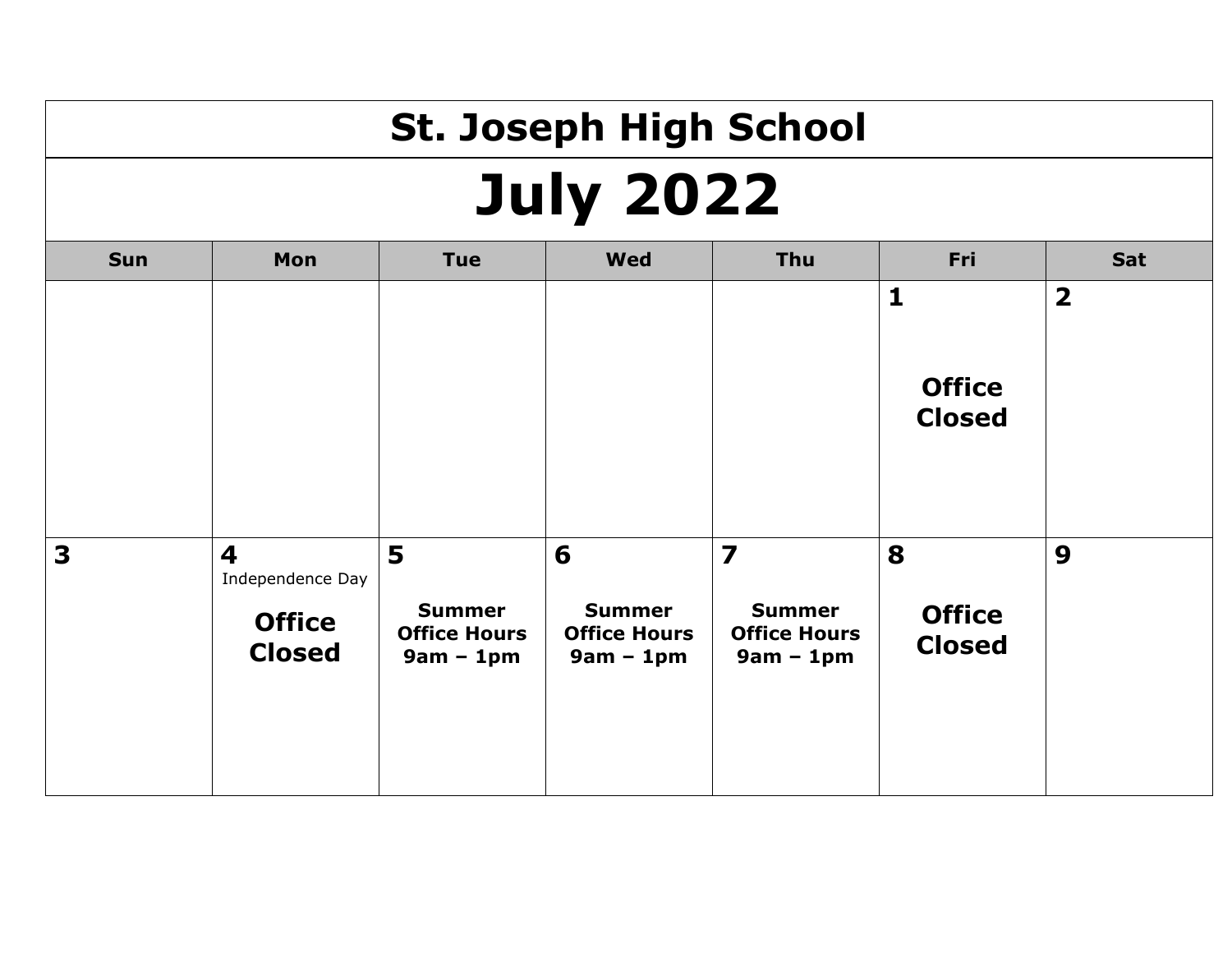# St. Joseph High School

## July 2022

| Sun | Mon | Tue | Wed | Thu | Fri | Sat |
|---|---|---|---|---|---|---|
| | | | | | **1** **Office Closed** | **2** |
| **3** | **4** Independence Day **Office Closed** | **5** **Summer Office Hours 9am – 1pm** | **6** **Summer Office Hours 9am – 1pm** | **7** **Summer Office Hours 9am – 1pm** | **8** **Office Closed** | **9** |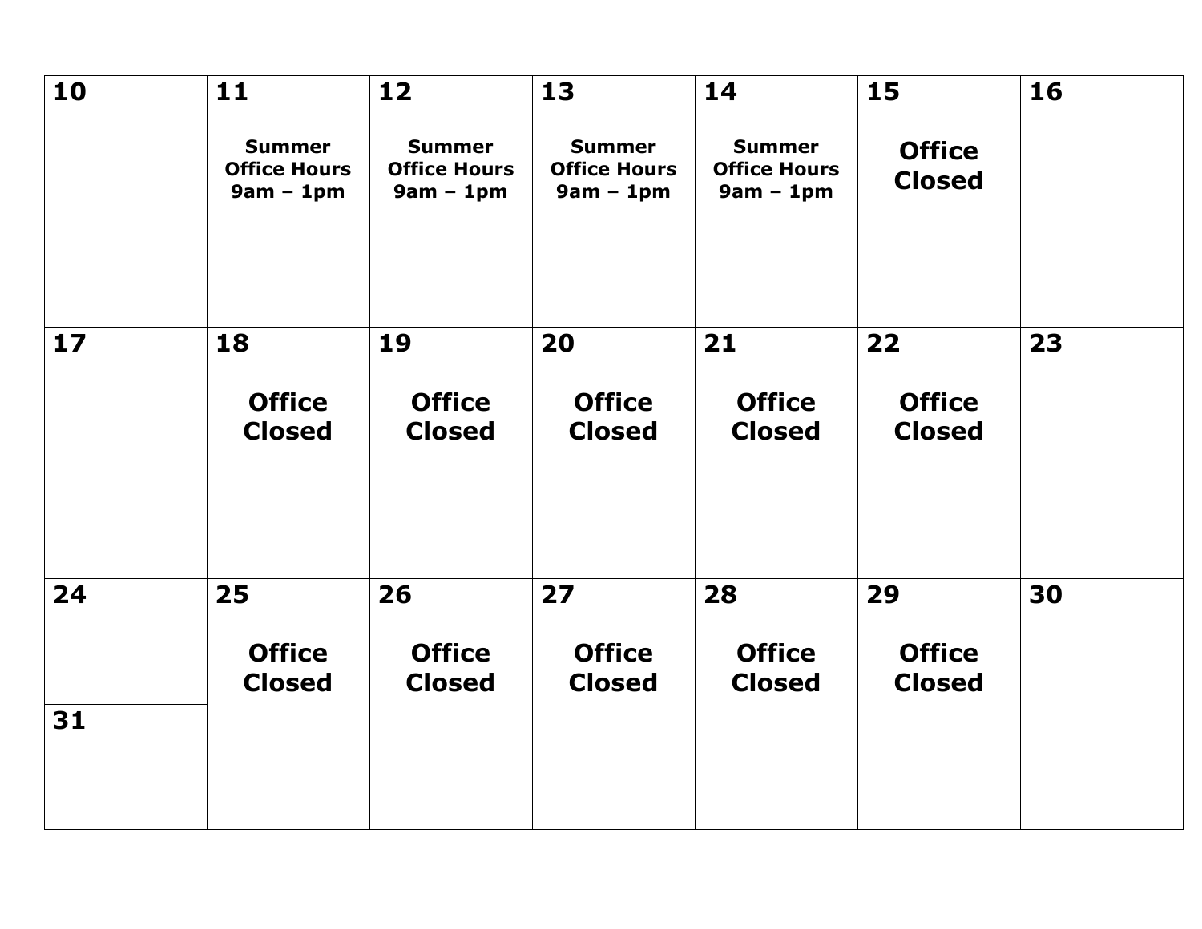| 10 | 11 | 12 | 13 | 14 | 15 | 16 |
| --- | --- | --- | --- | --- | --- | --- |
| | **Summer Office Hours 9am – 1pm** | **Summer Office Hours 9am – 1pm** | **Summer Office Hours 9am – 1pm** | **Summer Office Hours 9am – 1pm** | **Office Closed** | |
| **17** | **18** | **19** | **20** | **21** | **22** | **23** |
| | **Office Closed** | **Office Closed** | **Office Closed** | **Office Closed** | **Office Closed** | |
| **24** | **25** | **26** | **27** | **28** | **29** | **30** |
| **31** | **Office Closed** | **Office Closed** | **Office Closed** | **Office Closed** | **Office Closed** | |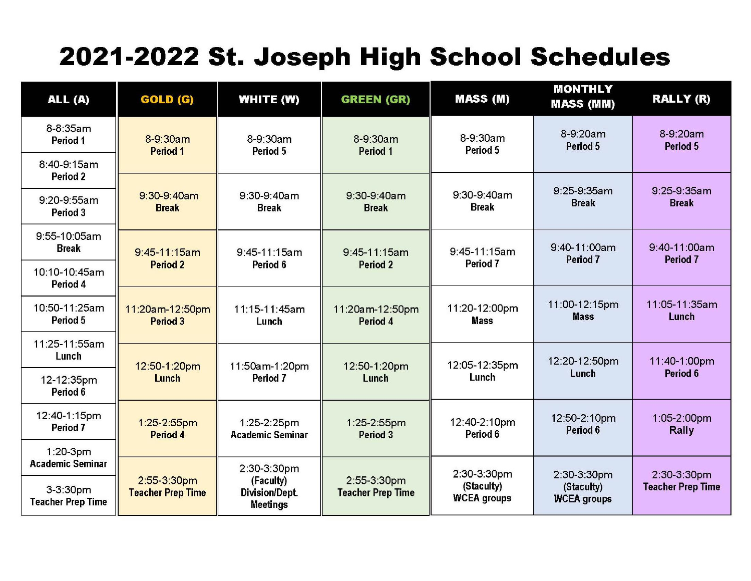# 2021-2022 St. Joseph High School Schedules

| ALL (A) | GOLD (G) | WHITE (W) | GREEN (GR) | MASS (M) | MONTHLY MASS (MM) | RALLY (R) |
|---|---|---|---|---|---|---|
| 8-8:35am **Period 1** | 8-9:30am **Period 1** | 8-9:30am **Period 5** | 8-9:30am **Period 1** | 8-9:30am **Period 5** | 8-9:20am **Period 5** | 8-9:20am **Period 5** |
| 8:40-9:15am **Period 2** | 9:30-9:40am **Break** | 9:30-9:40am **Break** | 9:30-9:40am **Break** | 9:30-9:40am **Break** | 9:25-9:35am **Break** | 9:25-9:35am **Break** |
| 9:20-9:55am **Period 3** | 9:45-11:15am **Period 2** | 9:45-11:15am **Period 6** | 9:45-11:15am **Period 2** | 9:45-11:15am **Period 7** | 9:40-11:00am **Period 7** | 9:40-11:00am **Period 7** |
| 9:55-10:05am **Break** | 11:20am-12:50pm **Period 3** | 11:15-11:45am **Lunch** | 11:20am-12:50pm **Period 4** | 11:20-12:00pm **Mass** | 11:00-12:15pm **Mass** | 11:05-11:35am **Lunch** |
| 10:10-10:45am **Period 4** | 12:50-1:20pm **Lunch** | 11:50am-1:20pm **Period 7** | 12:50-1:20pm **Lunch** | 12:05-12:35pm **Lunch** | 12:20-12:50pm **Lunch** | 11:40-1:00pm **Period 6** |
| 10:50-11:25am **Period 5** | 1:25-2:55pm **Period 4** | 1:25-2:25pm **Academic Seminar** | 1:25-2:55pm **Period 3** | 12:40-2:10pm **Period 6** | 12:50-2:10pm **Period 6** | 1:05-2:00pm **Rally** |
| 11:25-11:55am **Lunch** | 2:55-3:30pm **Teacher Prep Time** | 2:30-3:30pm **(Faculty) Division/Dept. Meetings** | 2:55-3:30pm **Teacher Prep Time** | 2:30-3:30pm **(Staculty) WCEA groups** | 2:30-3:30pm **(Staculty) WCEA groups** | 2:30-3:30pm **Teacher Prep Time** |
| 12-12:35pm **Period 6** | | | | | | |
| 12:40-1:15pm **Period 7** | | | | | | |
| 1:20-3pm **Academic Seminar** | | | | | | |
| 3-3:30pm **Teacher Prep Time** | | | | | | |